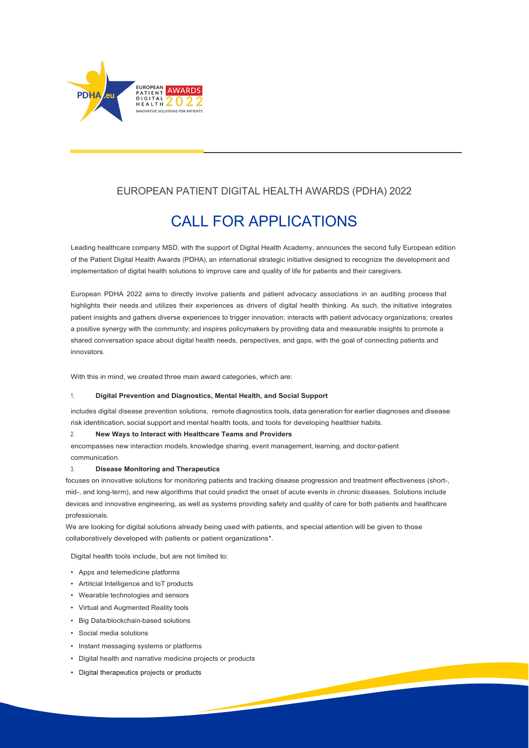## EUROPEAN PATIENT DIGITAL HEALTH AWARDS (PDHA) 2022

# CALL FOR APPLICATIONS

Leading healthcare company MSD, with the support of Digital Health Academy, announces the second fully European edition of the Patient Digital Health Awards (PDHA), an international strategic initiative designed to recognize the development and implementation of digital health solutions to improve care and quality of life for patients and their caregivers.

European PDHA 2022 aims to directly involve patients and patient advocacy associations in an auditing process that highlights their needs and utilizes their experiences as drivers of digital health thinking. As such, the initiative integrates patient insights and gathers diverse experiences to trigger innovation; interacts with patient advocacy organizations; creates a positive synergy with the community; and inspires policymakers by providing data and measurable insights to promote a shared conversation space about digital health needs, perspectives, and gaps, with the goal of connecting patients and innovators.

With this in mind, we created three main award categories, which are:

1. **Digital Prevention and Diagnostics, Mental Health, and Social Support**

includes digital disease prevention solutions, remote diagnostics tools, data generation for earlier diagnoses and disease risk identification, social support and mental health tools, and tools for developing healthier habits.

2. **New Ways to Interact with Healthcare Teams and Providers**

encompasses new interaction models, knowledge sharing, event management, learning, and doctor-patient communication.

3. **Disease Monitoring and Therapeutics**

focuses on innovative solutions for monitoring patients and tracking disease progression and treatment effectiveness (short-, mid-, and long-term), and new algorithms that could predict the onset of acute events in chronic diseases. Solutions include devices and innovative engineering, as well as systems providing safety and quality of care for both patients and healthcare professionals.

We are looking for digital solutions already being used with patients, and special attention will be given to those collaboratively developed with patients or patient organizations*.

Digital health tools include, but are not limited to:

- Apps and telemedicine platforms
- Artificial Intelligence and IoT products
- Wearable technologies and sensors
- Virtual and Augmented Reality tools
- Big Data/blockchain-based solutions
- Social media solutions
- Instant messaging systems or platforms
- Digital health and narrative medicine projects or products
- Digital therapeutics projects or products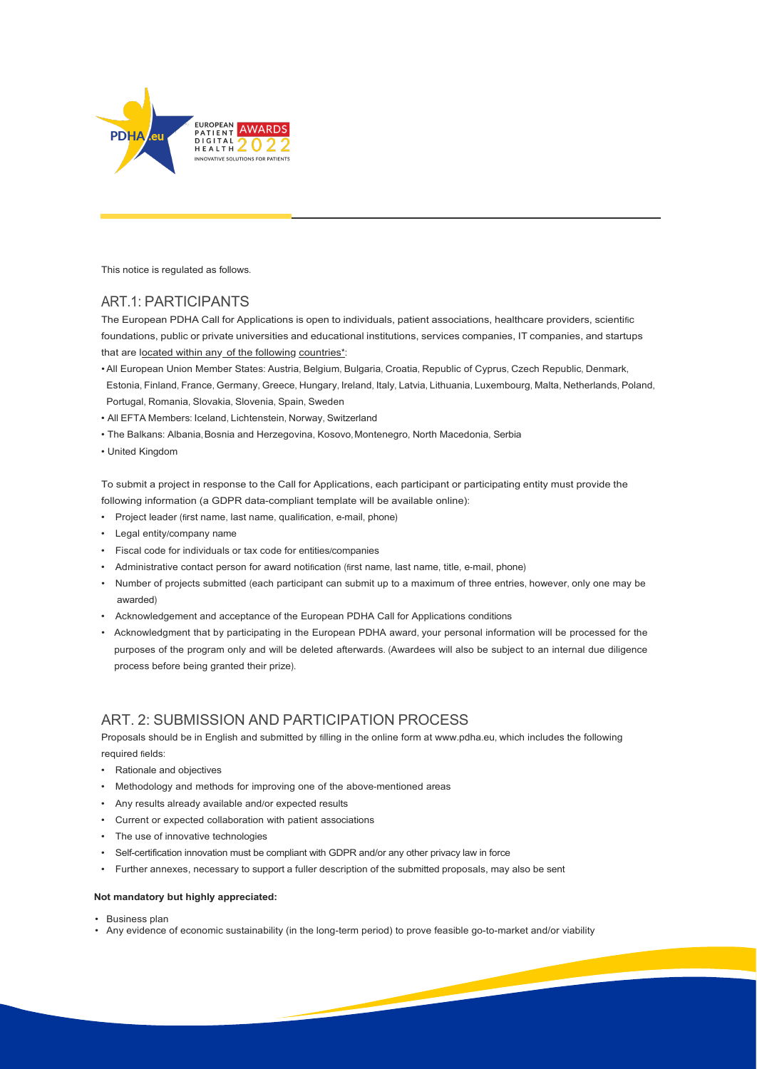This notice is regulated as follows.

## ART.1: PARTICIPANTS

The European PDHA Call for Applications is open to individuals, patient associations, healthcare providers, scientific foundations, public or private universities and educational institutions, services companies, IT companies, and startups that are located within any of the following countries*:

- All European Union Member States: Austria, Belgium, Bulgaria, Croatia, Republic of Cyprus, Czech Republic, Denmark, Estonia, Finland, France, Germany, Greece, Hungary, Ireland, Italy, Latvia, Lithuania, Luxembourg, Malta, Netherlands, Poland, Portugal, Romania, Slovakia, Slovenia, Spain, Sweden
- All EFTA Members: Iceland, Lichtenstein, Norway, Switzerland
- The Balkans: Albania, Bosnia and Herzegovina, Kosovo, Montenegro, North Macedonia, Serbia
- United Kingdom

To submit a project in response to the Call for Applications, each participant or participating entity must provide the following information (a GDPR data-compliant template will be available online):

- Project leader (first name, last name, qualification, e-mail, phone)
- Legal entity/company name
- Fiscal code for individuals or tax code for entities/companies
- Administrative contact person for award notification (first name, last name, title, e-mail, phone)
- Number of projects submitted (each participant can submit up to a maximum of three entries, however, only one may be awarded)
- Acknowledgement and acceptance of the European PDHA Call for Applications conditions
- Acknowledgment that by participating in the European PDHA award, your personal information will be processed for the purposes of the program only and will be deleted afterwards. (Awardees will also be subject to an internal due diligence process before being granted their prize).

## ART. 2: SUBMISSION AND PARTICIPATION PROCESS

Proposals should be in English and submitted by filling in the online form at www.pdha.eu, which includes the following required fields:

- Rationale and objectives
- Methodology and methods for improving one of the above-mentioned areas
- Any results already available and/or expected results
- Current or expected collaboration with patient associations
- The use of innovative technologies
- Self-certification innovation must be compliant with GDPR and/or any other privacy law in force
- Further annexes, necessary to support a fuller description of the submitted proposals, may also be sent

**Not mandatory but highly appreciated:**

- Business plan
- Any evidence of economic sustainability (in the long-term period) to prove feasible go-to-market and/or viability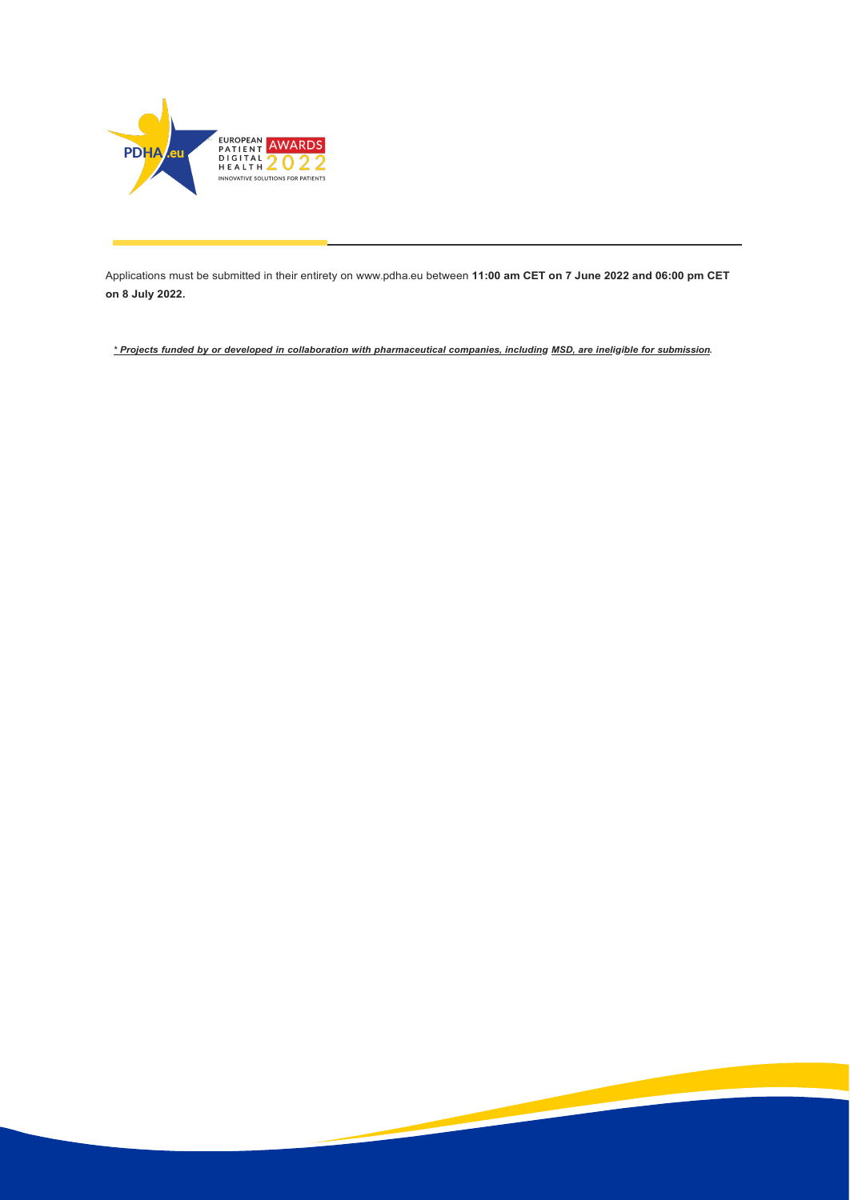Applications must be submitted in their entirety on www.pdha.eu between **11:00 am CET on 7 June 2022 and 06:00 pm CET on 8 July 2022.**

*** _Projects funded by or developed in collaboration with pharmaceutical companies, including MSD, are ineligible for submission_.**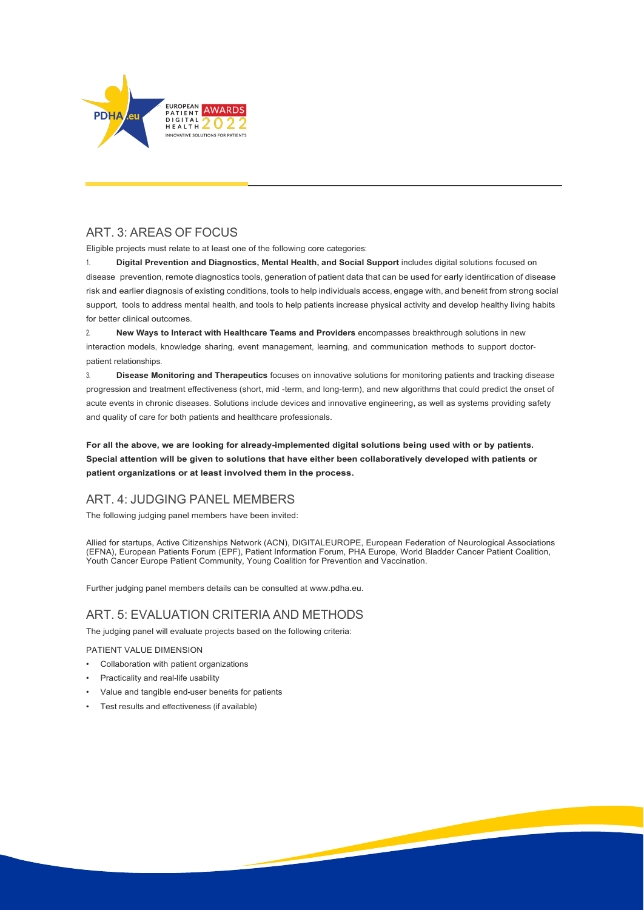## ART. 3: AREAS OF FOCUS

Eligible projects must relate to at least one of the following core categories:

1. **Digital Prevention and Diagnostics, Mental Health, and Social Support** includes digital solutions focused on disease prevention, remote diagnostics tools, generation of patient data that can be used for early identification of disease risk and earlier diagnosis of existing conditions, tools to help individuals access, engage with, and benefit from strong social support, tools to address mental health, and tools to help patients increase physical activity and develop healthy living habits for better clinical outcomes.

2. **New Ways to Interact with Healthcare Teams and Providers** encompasses breakthrough solutions in new interaction models, knowledge sharing, event management, learning, and communication methods to support doctor-patient relationships.

3. **Disease Monitoring and Therapeutics** focuses on innovative solutions for monitoring patients and tracking disease progression and treatment effectiveness (short, mid -term, and long-term), and new algorithms that could predict the onset of acute events in chronic diseases. Solutions include devices and innovative engineering, as well as systems providing safety and quality of care for both patients and healthcare professionals.

**For all the above, we are looking for already-implemented digital solutions being used with or by patients. Special attention will be given to solutions that have either been collaboratively developed with patients or patient organizations or at least involved them in the process.**

## ART. 4: JUDGING PANEL MEMBERS

The following judging panel members have been invited:

Allied for startups, Active Citizenships Network (ACN), DIGITALEUROPE, European Federation of Neurological Associations (EFNA), European Patients Forum (EPF), Patient Information Forum, PHA Europe, World Bladder Cancer Patient Coalition, Youth Cancer Europe Patient Community, Young Coalition for Prevention and Vaccination.

Further judging panel members details can be consulted at www.pdha.eu.

## ART. 5: EVALUATION CRITERIA AND METHODS

The judging panel will evaluate projects based on the following criteria:

PATIENT VALUE DIMENSION

- Collaboration with patient organizations
- Practicality and real-life usability
- Value and tangible end-user benefits for patients
- Test results and effectiveness (if available)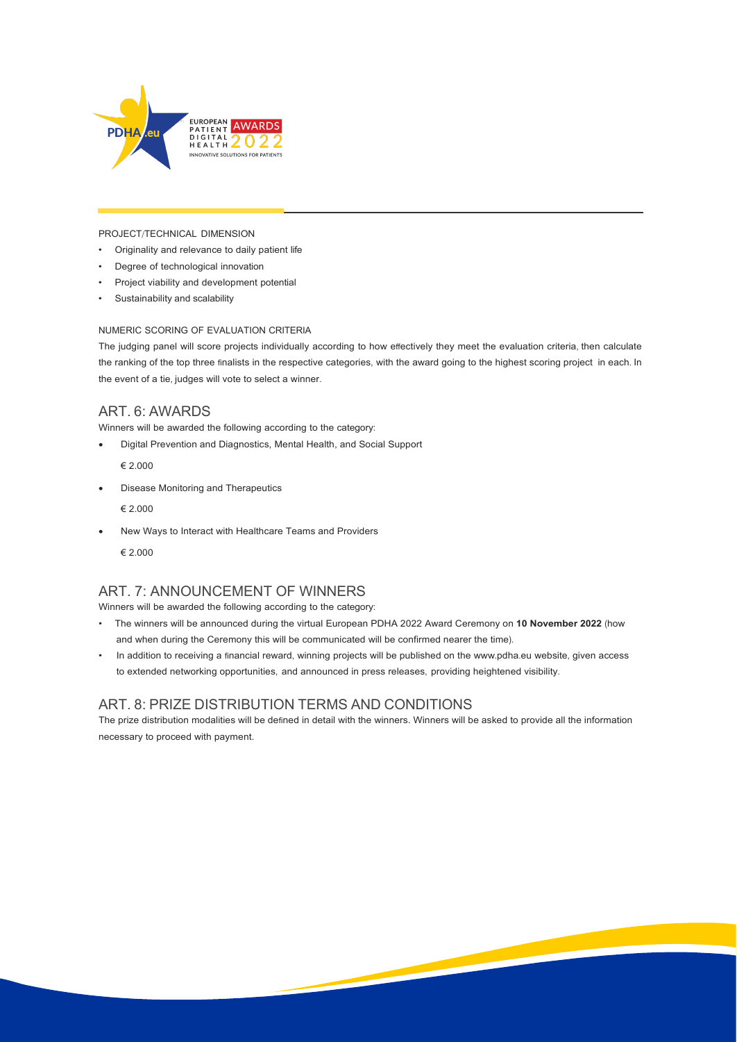PROJECT/TECHNICAL DIMENSION

- Originality and relevance to daily patient life
- Degree of technological innovation
- Project viability and development potential
- Sustainability and scalability

NUMERIC SCORING OF EVALUATION CRITERIA

The judging panel will score projects individually according to how effectively they meet the evaluation criteria, then calculate the ranking of the top three finalists in the respective categories, with the award going to the highest scoring project in each. In the event of a tie, judges will vote to select a winner.

## ART. 6: AWARDS

Winners will be awarded the following according to the category:

- Digital Prevention and Diagnostics, Mental Health, and Social Support

  € 2.000

- Disease Monitoring and Therapeutics

  € 2.000

- New Ways to Interact with Healthcare Teams and Providers

  € 2.000

## ART. 7: ANNOUNCEMENT OF WINNERS

Winners will be awarded the following according to the category:

- The winners will be announced during the virtual European PDHA 2022 Award Ceremony on **10 November 2022** (how and when during the Ceremony this will be communicated will be confirmed nearer the time).
- In addition to receiving a financial reward, winning projects will be published on the www.pdha.eu website, given access to extended networking opportunities, and announced in press releases, providing heightened visibility.

## ART. 8: PRIZE DISTRIBUTION TERMS AND CONDITIONS

The prize distribution modalities will be defined in detail with the winners. Winners will be asked to provide all the information necessary to proceed with payment.